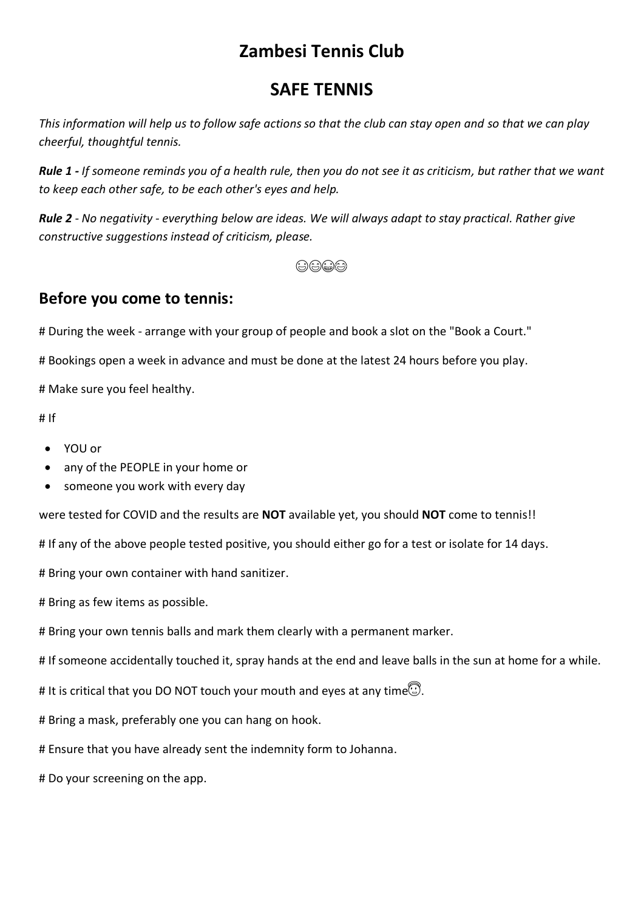# Zambesi Tennis Club

# SAFE TENNIS

*This information will help us to follow safe actions so that the club can stay open and so that we can play cheerful, thoughtful tennis.*

***Rule 1 -*** *If someone reminds you of a health rule, then you do not see it as criticism, but rather that we want to keep each other safe, to be each other's eyes and help.*

***Rule 2*** *- No negativity - everything below are ideas. We will always adapt to stay practical. Rather give constructive suggestions instead of criticism, please.*

😊😊😁😊

## Before you come to tennis:

# During the week - arrange with your group of people and book a slot on the "Book a Court."

# Bookings open a week in advance and must be done at the latest 24 hours before you play.

# Make sure you feel healthy.

# If

- YOU or
- any of the PEOPLE in your home or
- someone you work with every day

were tested for COVID and the results are **NOT** available yet, you should **NOT** come to tennis!!

# If any of the above people tested positive, you should either go for a test or isolate for 14 days.

# Bring your own container with hand sanitizer.

# Bring as few items as possible.

# Bring your own tennis balls and mark them clearly with a permanent marker.

# If someone accidentally touched it, spray hands at the end and leave balls in the sun at home for a while.

# It is critical that you DO NOT touch your mouth and eyes at any time😇.

# Bring a mask, preferably one you can hang on hook.

# Ensure that you have already sent the indemnity form to Johanna.

# Do your screening on the app.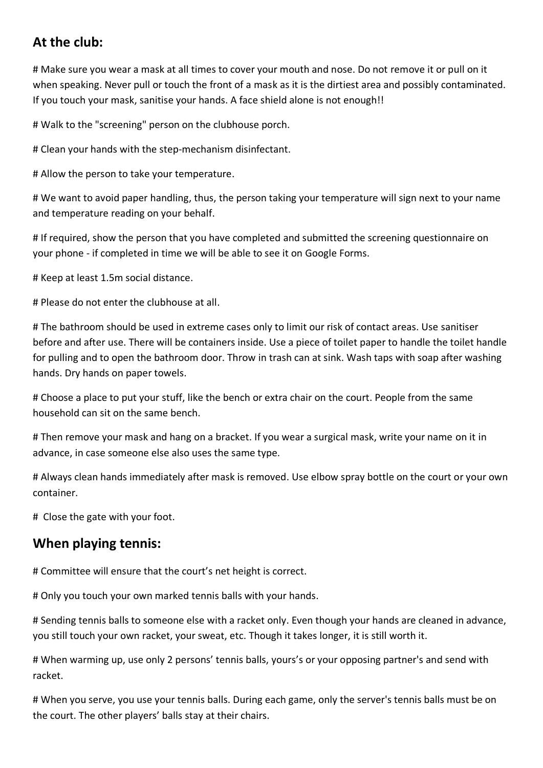## At the club:

# Make sure you wear a mask at all times to cover your mouth and nose. Do not remove it or pull on it when speaking. Never pull or touch the front of a mask as it is the dirtiest area and possibly contaminated. If you touch your mask, sanitise your hands. A face shield alone is not enough!!

# Walk to the "screening" person on the clubhouse porch.

# Clean your hands with the step-mechanism disinfectant.

# Allow the person to take your temperature.

# We want to avoid paper handling, thus, the person taking your temperature will sign next to your name and temperature reading on your behalf.

# If required, show the person that you have completed and submitted the screening questionnaire on your phone - if completed in time we will be able to see it on Google Forms.

# Keep at least 1.5m social distance.

# Please do not enter the clubhouse at all.

# The bathroom should be used in extreme cases only to limit our risk of contact areas. Use sanitiser before and after use. There will be containers inside. Use a piece of toilet paper to handle the toilet handle for pulling and to open the bathroom door. Throw in trash can at sink. Wash taps with soap after washing hands. Dry hands on paper towels.

# Choose a place to put your stuff, like the bench or extra chair on the court. People from the same household can sit on the same bench.

# Then remove your mask and hang on a bracket. If you wear a surgical mask, write your name on it in advance, in case someone else also uses the same type.

# Always clean hands immediately after mask is removed. Use elbow spray bottle on the court or your own container.

#  Close the gate with your foot.

## When playing tennis:

# Committee will ensure that the court's net height is correct.

# Only you touch your own marked tennis balls with your hands.

# Sending tennis balls to someone else with a racket only. Even though your hands are cleaned in advance, you still touch your own racket, your sweat, etc. Though it takes longer, it is still worth it.

# When warming up, use only 2 persons' tennis balls, yours's or your opposing partner's and send with racket.

# When you serve, you use your tennis balls. During each game, only the server's tennis balls must be on the court. The other players' balls stay at their chairs.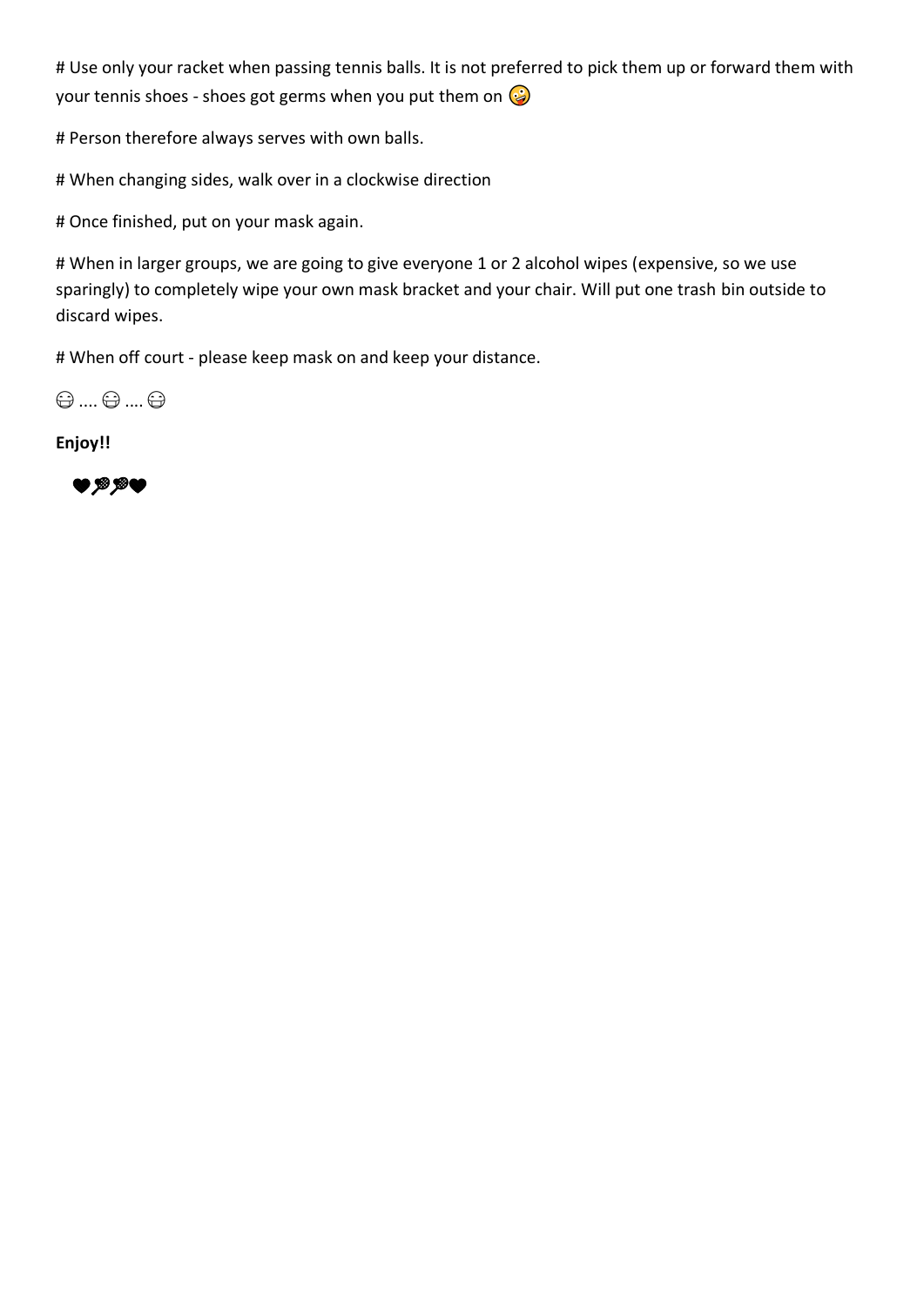# Use only your racket when passing tennis balls. It is not preferred to pick them up or forward them with your tennis shoes - shoes got germs when you put them on 🤪

# Person therefore always serves with own balls.

# When changing sides, walk over in a clockwise direction

# Once finished, put on your mask again.

# When in larger groups, we are going to give everyone 1 or 2 alcohol wipes (expensive, so we use sparingly) to completely wipe your own mask bracket and your chair. Will put one trash bin outside to discard wipes.

# When off court - please keep mask on and keep your distance.

😷 .... 😷 .... 😷

**Enjoy!!**

🖤🏸🏸🖤